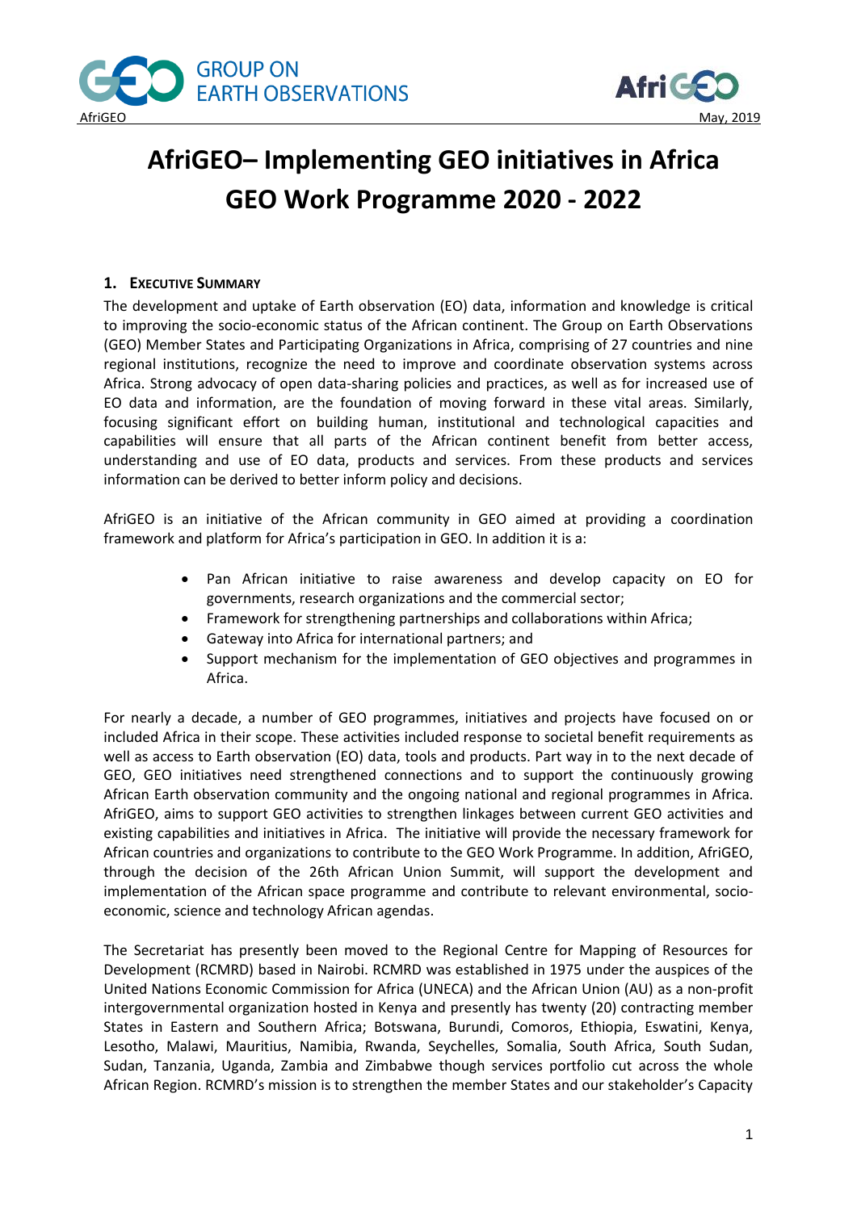# AfriGEO– Implementing GEO initiatives in Africa
# GEO Work Programme 2020 - 2022

## 1. Executive Summary

The development and uptake of Earth observation (EO) data, information and knowledge is critical to improving the socio-economic status of the African continent. The Group on Earth Observations (GEO) Member States and Participating Organizations in Africa, comprising of 27 countries and nine regional institutions, recognize the need to improve and coordinate observation systems across Africa. Strong advocacy of open data-sharing policies and practices, as well as for increased use of EO data and information, are the foundation of moving forward in these vital areas. Similarly, focusing significant effort on building human, institutional and technological capacities and capabilities will ensure that all parts of the African continent benefit from better access, understanding and use of EO data, products and services. From these products and services information can be derived to better inform policy and decisions.

AfriGEO is an initiative of the African community in GEO aimed at providing a coordination framework and platform for Africa's participation in GEO. In addition it is a:

- Pan African initiative to raise awareness and develop capacity on EO for governments, research organizations and the commercial sector;
- Framework for strengthening partnerships and collaborations within Africa;
- Gateway into Africa for international partners; and
- Support mechanism for the implementation of GEO objectives and programmes in Africa.

For nearly a decade, a number of GEO programmes, initiatives and projects have focused on or included Africa in their scope. These activities included response to societal benefit requirements as well as access to Earth observation (EO) data, tools and products. Part way in to the next decade of GEO, GEO initiatives need strengthened connections and to support the continuously growing African Earth observation community and the ongoing national and regional programmes in Africa. AfriGEO, aims to support GEO activities to strengthen linkages between current GEO activities and existing capabilities and initiatives in Africa. The initiative will provide the necessary framework for African countries and organizations to contribute to the GEO Work Programme. In addition, AfriGEO, through the decision of the 26th African Union Summit, will support the development and implementation of the African space programme and contribute to relevant environmental, socio-economic, science and technology African agendas.

The Secretariat has presently been moved to the Regional Centre for Mapping of Resources for Development (RCMRD) based in Nairobi. RCMRD was established in 1975 under the auspices of the United Nations Economic Commission for Africa (UNECA) and the African Union (AU) as a non-profit intergovernmental organization hosted in Kenya and presently has twenty (20) contracting member States in Eastern and Southern Africa; Botswana, Burundi, Comoros, Ethiopia, Eswatini, Kenya, Lesotho, Malawi, Mauritius, Namibia, Rwanda, Seychelles, Somalia, South Africa, South Sudan, Sudan, Tanzania, Uganda, Zambia and Zimbabwe though services portfolio cut across the whole African Region. RCMRD's mission is to strengthen the member States and our stakeholder's Capacity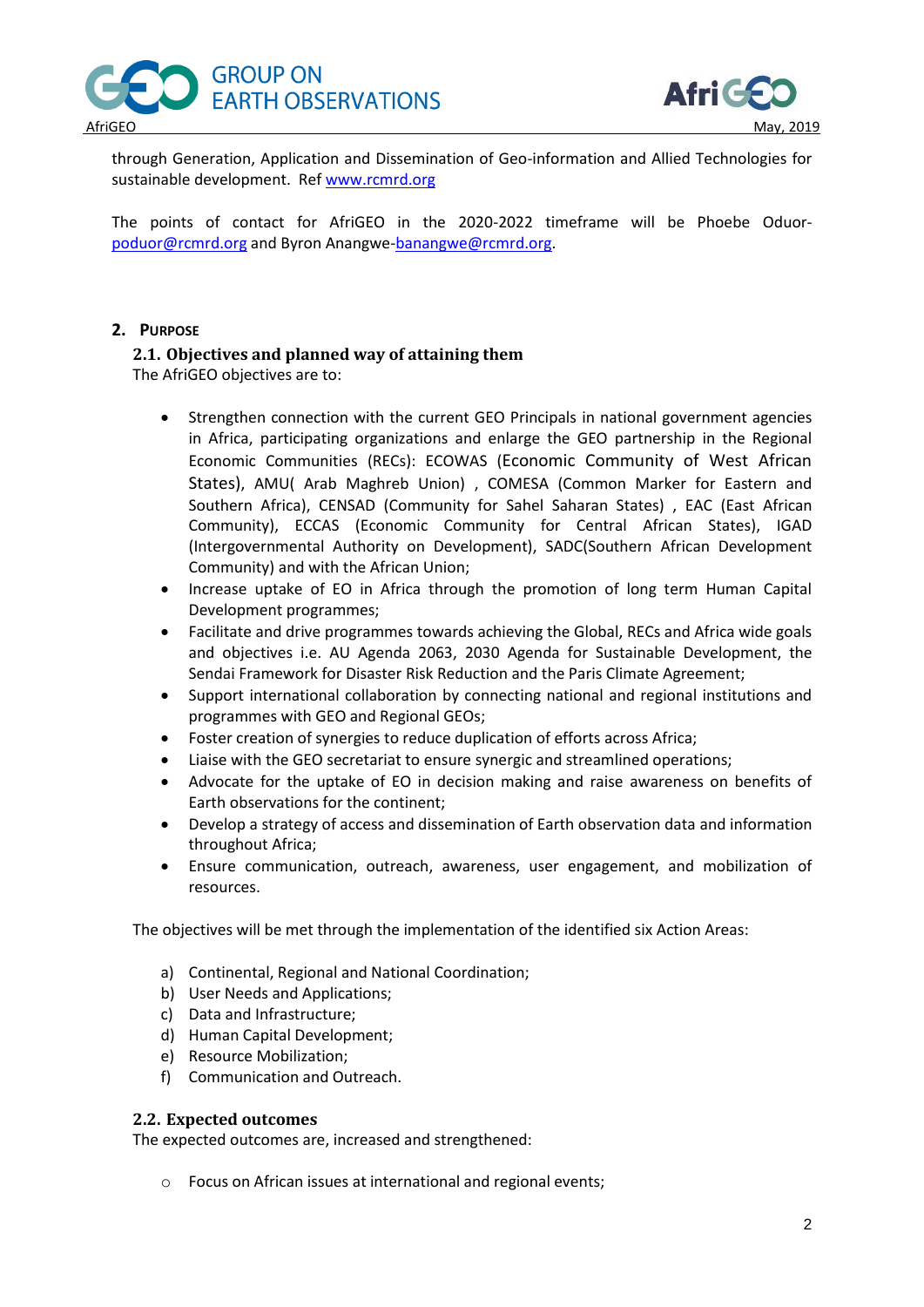through Generation, Application and Dissemination of Geo-information and Allied Technologies for sustainable development. Ref www.rcmrd.org

The points of contact for AfriGEO in the 2020-2022 timeframe will be Phoebe Oduor-poduor@rcmrd.org and Byron Anangwe-banangwe@rcmrd.org.

## 2. Purpose

### 2.1. Objectives and planned way of attaining them

The AfriGEO objectives are to:

- Strengthen connection with the current GEO Principals in national government agencies in Africa, participating organizations and enlarge the GEO partnership in the Regional Economic Communities (RECs): ECOWAS (Economic Community of West African States), AMU( Arab Maghreb Union) , COMESA (Common Marker for Eastern and Southern Africa), CENSAD (Community for Sahel Saharan States) , EAC (East African Community), ECCAS (Economic Community for Central African States), IGAD (Intergovernmental Authority on Development), SADC(Southern African Development Community) and with the African Union;
- Increase uptake of EO in Africa through the promotion of long term Human Capital Development programmes;
- Facilitate and drive programmes towards achieving the Global, RECs and Africa wide goals and objectives i.e. AU Agenda 2063, 2030 Agenda for Sustainable Development, the Sendai Framework for Disaster Risk Reduction and the Paris Climate Agreement;
- Support international collaboration by connecting national and regional institutions and programmes with GEO and Regional GEOs;
- Foster creation of synergies to reduce duplication of efforts across Africa;
- Liaise with the GEO secretariat to ensure synergic and streamlined operations;
- Advocate for the uptake of EO in decision making and raise awareness on benefits of Earth observations for the continent;
- Develop a strategy of access and dissemination of Earth observation data and information throughout Africa;
- Ensure communication, outreach, awareness, user engagement, and mobilization of resources.

The objectives will be met through the implementation of the identified six Action Areas:

a) Continental, Regional and National Coordination;
b) User Needs and Applications;
c) Data and Infrastructure;
d) Human Capital Development;
e) Resource Mobilization;
f) Communication and Outreach.

### 2.2. Expected outcomes

The expected outcomes are, increased and strengthened:

- Focus on African issues at international and regional events;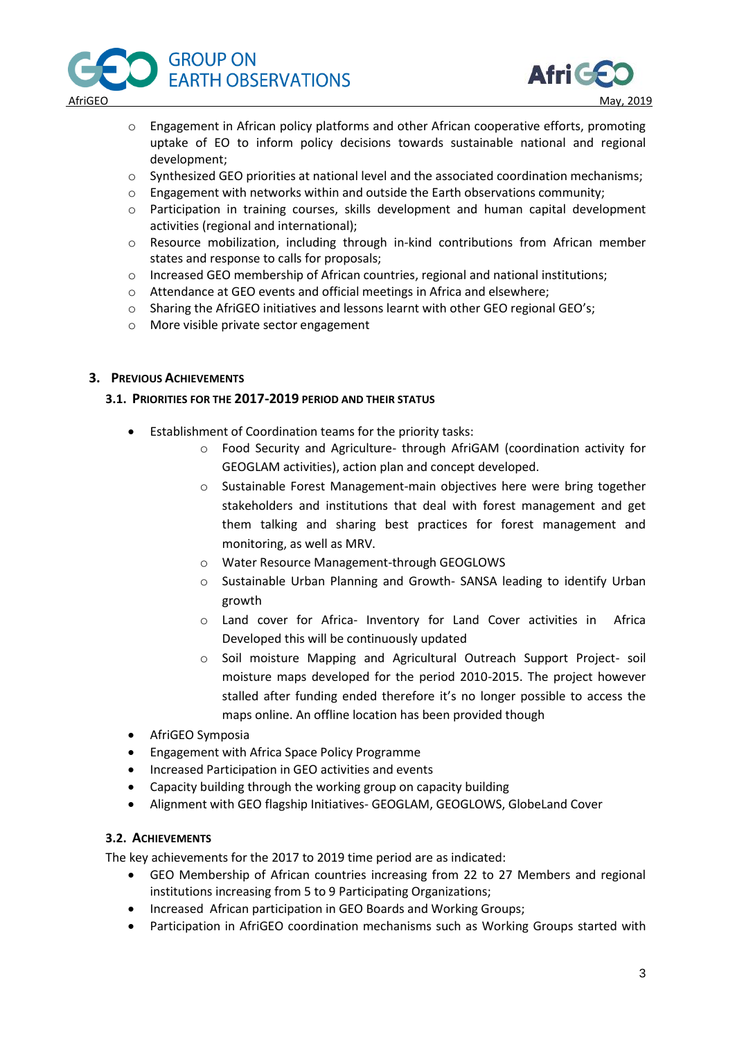- Engagement in African policy platforms and other African cooperative efforts, promoting uptake of EO to inform policy decisions towards sustainable national and regional development;
- Synthesized GEO priorities at national level and the associated coordination mechanisms;
- Engagement with networks within and outside the Earth observations community;
- Participation in training courses, skills development and human capital development activities (regional and international);
- Resource mobilization, including through in-kind contributions from African member states and response to calls for proposals;
- Increased GEO membership of African countries, regional and national institutions;
- Attendance at GEO events and official meetings in Africa and elsewhere;
- Sharing the AfriGEO initiatives and lessons learnt with other GEO regional GEO's;
- More visible private sector engagement

## 3. Previous Achievements

### 3.1. Priorities for the 2017-2019 period and their status

- Establishment of Coordination teams for the priority tasks:
    - Food Security and Agriculture- through AfriGAM (coordination activity for GEOGLAM activities), action plan and concept developed.
    - Sustainable Forest Management-main objectives here were bring together stakeholders and institutions that deal with forest management and get them talking and sharing best practices for forest management and monitoring, as well as MRV.
    - Water Resource Management-through GEOGLOWS
    - Sustainable Urban Planning and Growth- SANSA leading to identify Urban growth
    - Land cover for Africa- Inventory for Land Cover activities in Africa Developed this will be continuously updated
    - Soil moisture Mapping and Agricultural Outreach Support Project- soil moisture maps developed for the period 2010-2015. The project however stalled after funding ended therefore it's no longer possible to access the maps online. An offline location has been provided though
- AfriGEO Symposia
- Engagement with Africa Space Policy Programme
- Increased Participation in GEO activities and events
- Capacity building through the working group on capacity building
- Alignment with GEO flagship Initiatives- GEOGLAM, GEOGLOWS, GlobeLand Cover

### 3.2. Achievements

The key achievements for the 2017 to 2019 time period are as indicated:

- GEO Membership of African countries increasing from 22 to 27 Members and regional institutions increasing from 5 to 9 Participating Organizations;
- Increased African participation in GEO Boards and Working Groups;
- Participation in AfriGEO coordination mechanisms such as Working Groups started with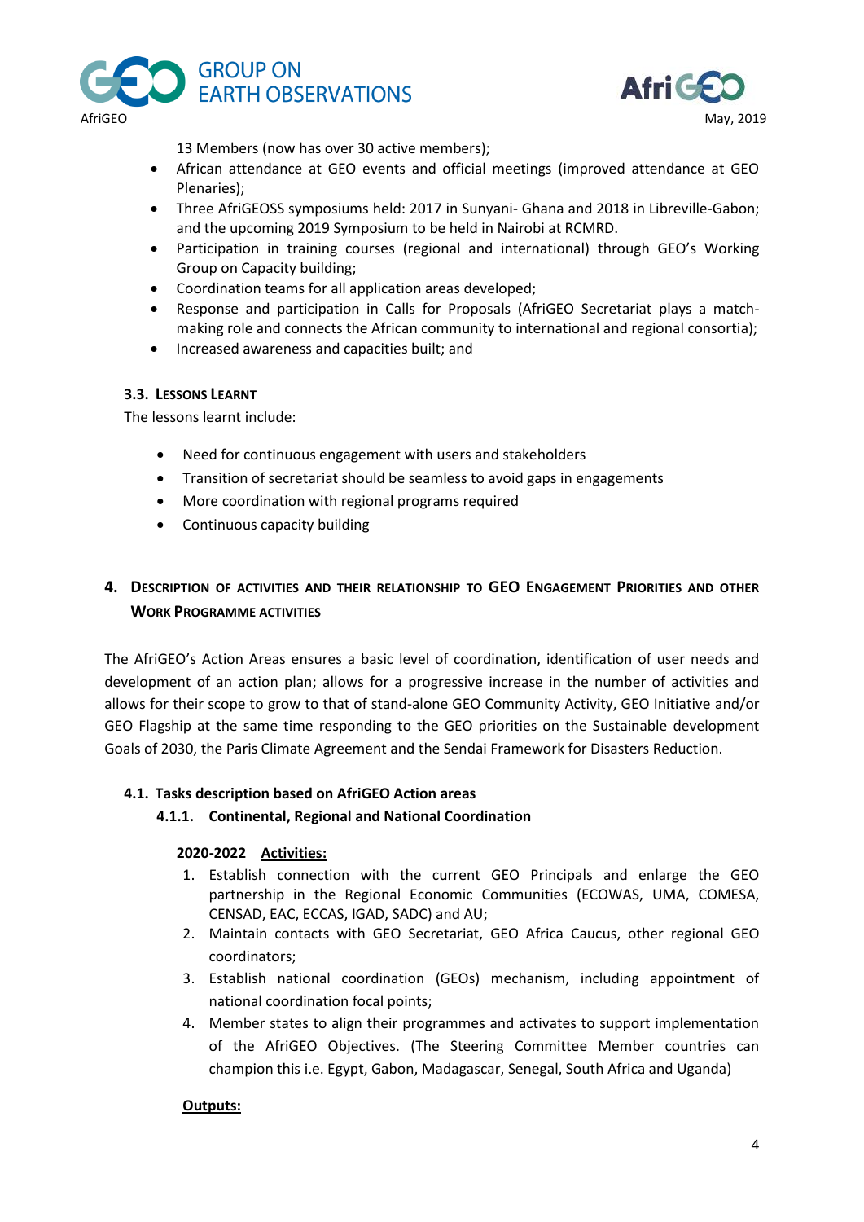13 Members (now has over 30 active members);

- African attendance at GEO events and official meetings (improved attendance at GEO Plenaries);
- Three AfriGEOSS symposiums held: 2017 in Sunyani- Ghana and 2018 in Libreville-Gabon; and the upcoming 2019 Symposium to be held in Nairobi at RCMRD.
- Participation in training courses (regional and international) through GEO's Working Group on Capacity building;
- Coordination teams for all application areas developed;
- Response and participation in Calls for Proposals (AfriGEO Secretariat plays a match-making role and connects the African community to international and regional consortia);
- Increased awareness and capacities built; and

### 3.3. Lessons Learnt

The lessons learnt include:

- Need for continuous engagement with users and stakeholders
- Transition of secretariat should be seamless to avoid gaps in engagements
- More coordination with regional programs required
- Continuous capacity building

## 4. Description of activities and their relationship to GEO Engagement Priorities and other Work Programme activities

The AfriGEO's Action Areas ensures a basic level of coordination, identification of user needs and development of an action plan; allows for a progressive increase in the number of activities and allows for their scope to grow to that of stand-alone GEO Community Activity, GEO Initiative and/or GEO Flagship at the same time responding to the GEO priorities on the Sustainable development Goals of 2030, the Paris Climate Agreement and the Sendai Framework for Disasters Reduction.

### 4.1. Tasks description based on AfriGEO Action areas

#### 4.1.1. Continental, Regional and National Coordination

**2020-2022** **<u>Activities:</u>**

1. Establish connection with the current GEO Principals and enlarge the GEO partnership in the Regional Economic Communities (ECOWAS, UMA, COMESA, CENSAD, EAC, ECCAS, IGAD, SADC) and AU;
2. Maintain contacts with GEO Secretariat, GEO Africa Caucus, other regional GEO coordinators;
3. Establish national coordination (GEOs) mechanism, including appointment of national coordination focal points;
4. Member states to align their programmes and activates to support implementation of the AfriGEO Objectives. (The Steering Committee Member countries can champion this i.e. Egypt, Gabon, Madagascar, Senegal, South Africa and Uganda)

**<u>Outputs:</u>**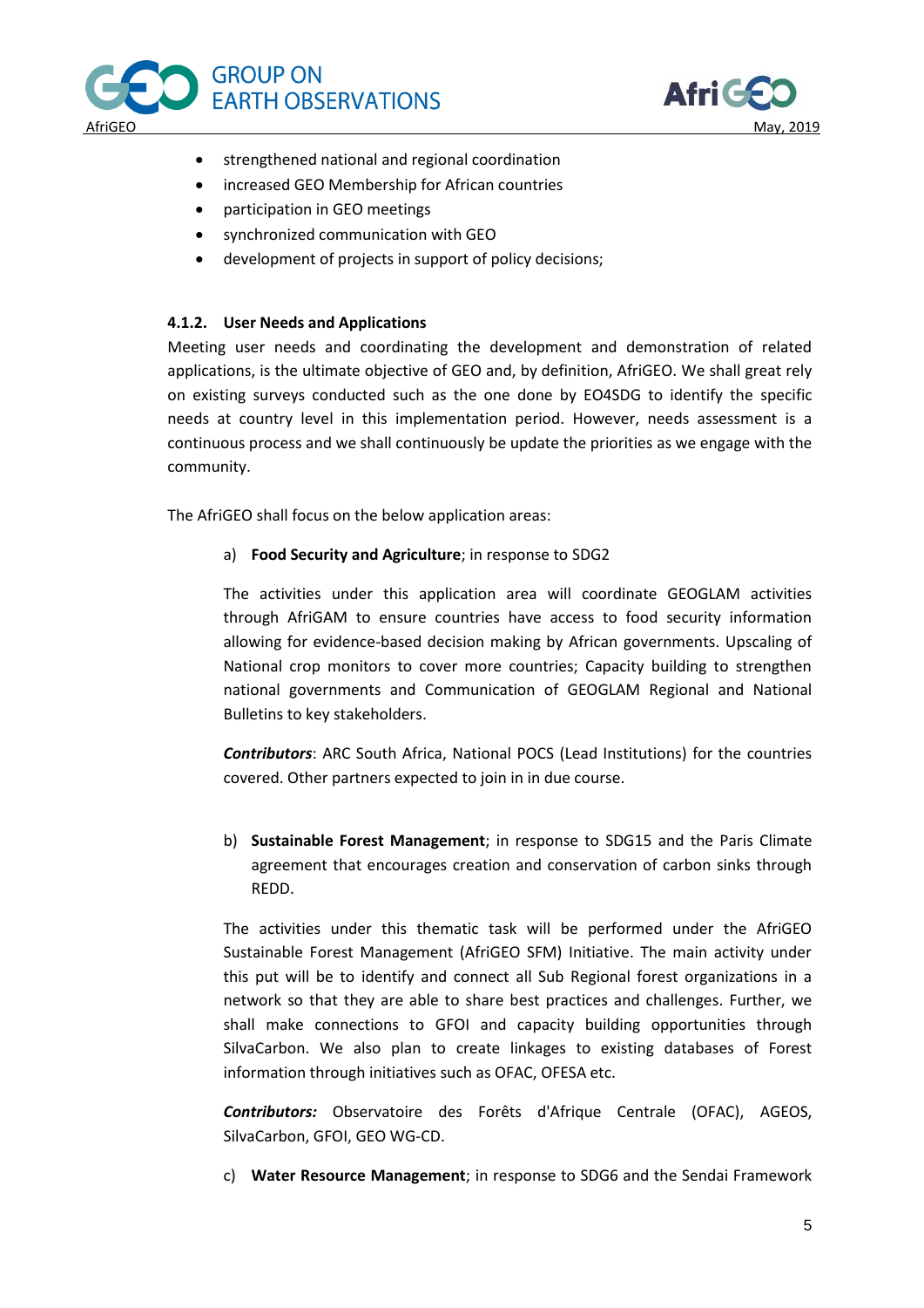- strengthened national and regional coordination
- increased GEO Membership for African countries
- participation in GEO meetings
- synchronized communication with GEO
- development of projects in support of policy decisions;

#### 4.1.2. User Needs and Applications

Meeting user needs and coordinating the development and demonstration of related applications, is the ultimate objective of GEO and, by definition, AfriGEO. We shall great rely on existing surveys conducted such as the one done by EO4SDG to identify the specific needs at country level in this implementation period. However, needs assessment is a continuous process and we shall continuously be update the priorities as we engage with the community.

The AfriGEO shall focus on the below application areas:

a) **Food Security and Agriculture**; in response to SDG2

The activities under this application area will coordinate GEOGLAM activities through AfriGAM to ensure countries have access to food security information allowing for evidence-based decision making by African governments. Upscaling of National crop monitors to cover more countries; Capacity building to strengthen national governments and Communication of GEOGLAM Regional and National Bulletins to key stakeholders.

***Contributors***: ARC South Africa, National POCS (Lead Institutions) for the countries covered. Other partners expected to join in in due course.

b) **Sustainable Forest Management**; in response to SDG15 and the Paris Climate agreement that encourages creation and conservation of carbon sinks through REDD.

The activities under this thematic task will be performed under the AfriGEO Sustainable Forest Management (AfriGEO SFM) Initiative. The main activity under this put will be to identify and connect all Sub Regional forest organizations in a network so that they are able to share best practices and challenges. Further, we shall make connections to GFOI and capacity building opportunities through SilvaCarbon. We also plan to create linkages to existing databases of Forest information through initiatives such as OFAC, OFESA etc.

***Contributors:*** Observatoire des Forêts d'Afrique Centrale (OFAC), AGEOS, SilvaCarbon, GFOI, GEO WG-CD.

c) **Water Resource Management**; in response to SDG6 and the Sendai Framework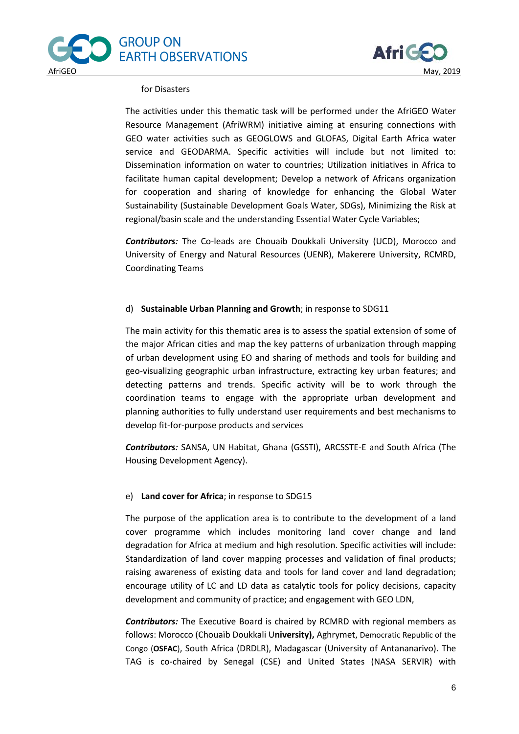for Disasters

The activities under this thematic task will be performed under the AfriGEO Water Resource Management (AfriWRM) initiative aiming at ensuring connections with GEO water activities such as GEOGLOWS and GLOFAS, Digital Earth Africa water service and GEODARMA. Specific activities will include but not limited to: Dissemination information on water to countries; Utilization initiatives in Africa to facilitate human capital development; Develop a network of Africans organization for cooperation and sharing of knowledge for enhancing the Global Water Sustainability (Sustainable Development Goals Water, SDGs), Minimizing the Risk at regional/basin scale and the understanding Essential Water Cycle Variables;

***Contributors:*** The Co-leads are Chouaib Doukkali University (UCD), Morocco and University of Energy and Natural Resources (UENR), Makerere University, RCMRD, Coordinating Teams

d) **Sustainable Urban Planning and Growth**; in response to SDG11

The main activity for this thematic area is to assess the spatial extension of some of the major African cities and map the key patterns of urbanization through mapping of urban development using EO and sharing of methods and tools for building and geo-visualizing geographic urban infrastructure, extracting key urban features; and detecting patterns and trends. Specific activity will be to work through the coordination teams to engage with the appropriate urban development and planning authorities to fully understand user requirements and best mechanisms to develop fit-for-purpose products and services

***Contributors:*** SANSA, UN Habitat, Ghana (GSSTI), ARCSSTE-E and South Africa (The Housing Development Agency).

e) **Land cover for Africa**; in response to SDG15

The purpose of the application area is to contribute to the development of a land cover programme which includes monitoring land cover change and land degradation for Africa at medium and high resolution. Specific activities will include: Standardization of land cover mapping processes and validation of final products; raising awareness of existing data and tools for land cover and land degradation; encourage utility of LC and LD data as catalytic tools for policy decisions, capacity development and community of practice; and engagement with GEO LDN,

***Contributors:*** The Executive Board is chaired by RCMRD with regional members as follows: Morocco (Chouaïb Doukkali U**niversity),** Aghrymet, Democratic Republic of the Congo (**OSFAC**), South Africa (DRDLR), Madagascar (University of Antananarivo). The TAG is co-chaired by Senegal (CSE) and United States (NASA SERVIR) with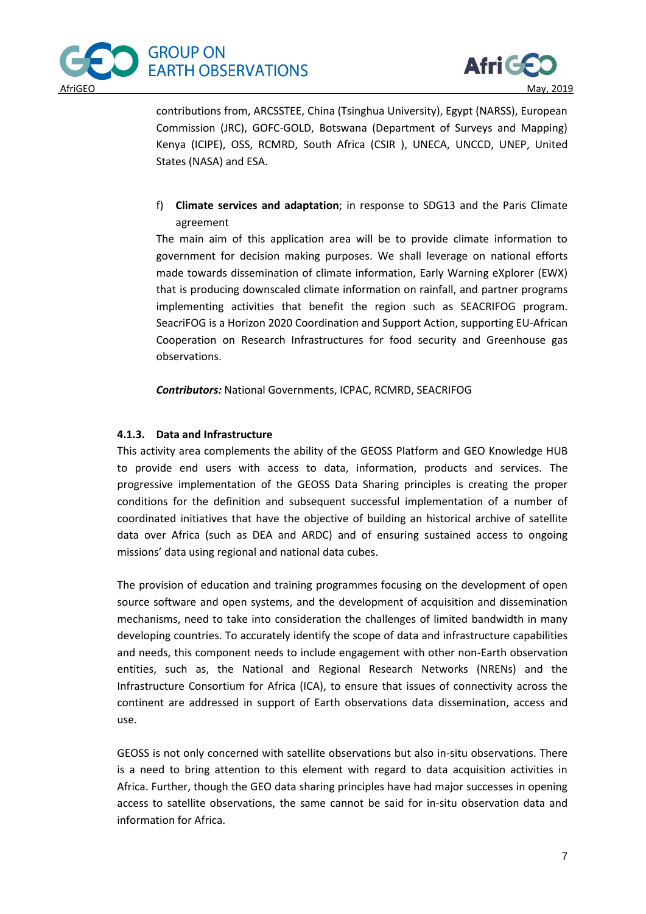contributions from, ARCSSTEE, China (Tsinghua University), Egypt (NARSS), European Commission (JRC), GOFC-GOLD, Botswana (Department of Surveys and Mapping) Kenya (ICIPE), OSS, RCMRD, South Africa (CSIR ), UNECA, UNCCD, UNEP, United States (NASA) and ESA.

f) **Climate services and adaptation**; in response to SDG13 and the Paris Climate agreement

The main aim of this application area will be to provide climate information to government for decision making purposes. We shall leverage on national efforts made towards dissemination of climate information, Early Warning eXplorer (EWX) that is producing downscaled climate information on rainfall, and partner programs implementing activities that benefit the region such as SEACRIFOG program. SeacriFOG is a Horizon 2020 Coordination and Support Action, supporting EU-African Cooperation on Research Infrastructures for food security and Greenhouse gas observations.

***Contributors:*** National Governments, ICPAC, RCMRD, SEACRIFOG

### 4.1.3. Data and Infrastructure

This activity area complements the ability of the GEOSS Platform and GEO Knowledge HUB to provide end users with access to data, information, products and services. The progressive implementation of the GEOSS Data Sharing principles is creating the proper conditions for the definition and subsequent successful implementation of a number of coordinated initiatives that have the objective of building an historical archive of satellite data over Africa (such as DEA and ARDC) and of ensuring sustained access to ongoing missions' data using regional and national data cubes.

The provision of education and training programmes focusing on the development of open source software and open systems, and the development of acquisition and dissemination mechanisms, need to take into consideration the challenges of limited bandwidth in many developing countries. To accurately identify the scope of data and infrastructure capabilities and needs, this component needs to include engagement with other non-Earth observation entities, such as, the National and Regional Research Networks (NRENs) and the Infrastructure Consortium for Africa (ICA), to ensure that issues of connectivity across the continent are addressed in support of Earth observations data dissemination, access and use.

GEOSS is not only concerned with satellite observations but also in-situ observations. There is a need to bring attention to this element with regard to data acquisition activities in Africa. Further, though the GEO data sharing principles have had major successes in opening access to satellite observations, the same cannot be said for in-situ observation data and information for Africa.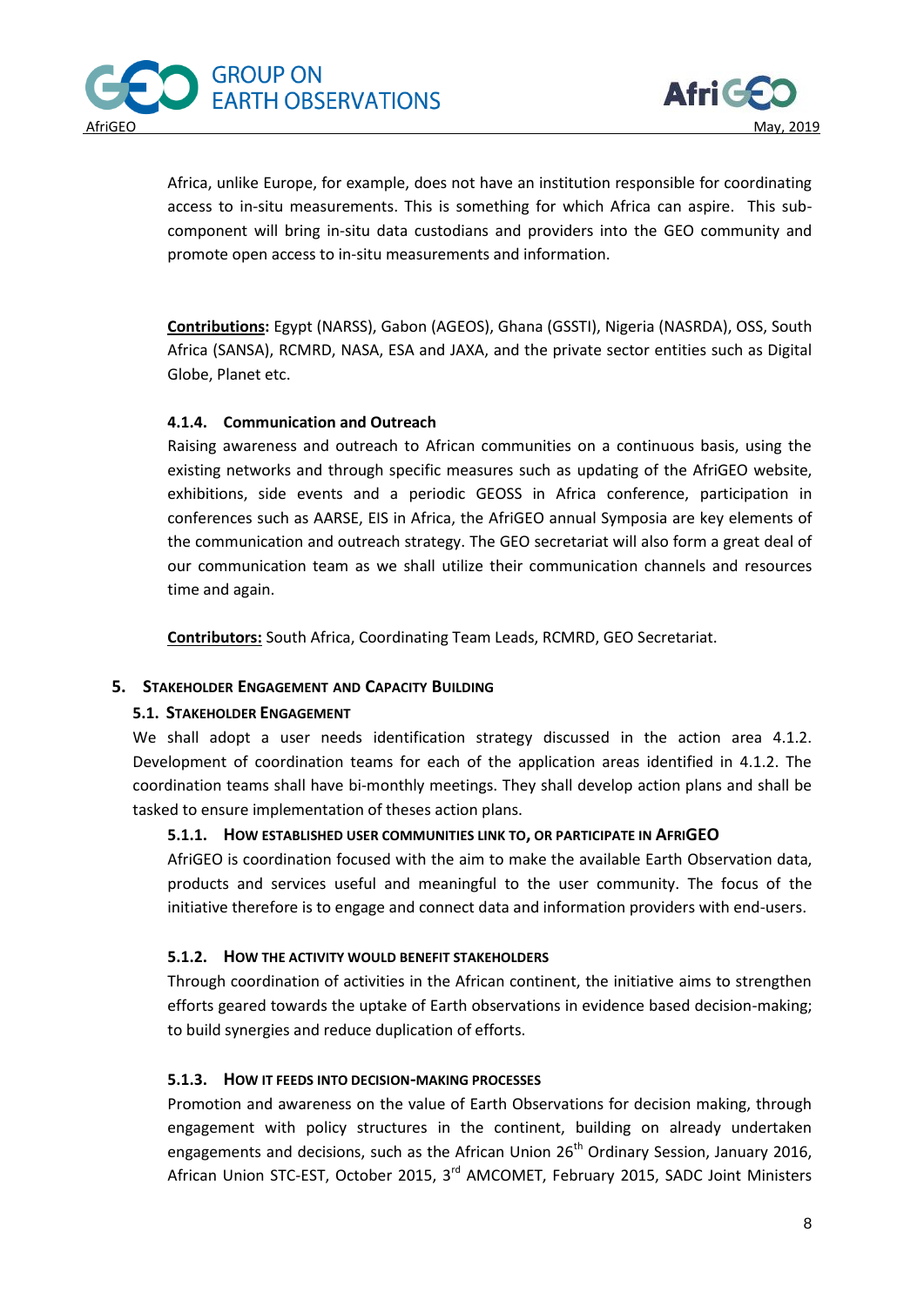Africa, unlike Europe, for example, does not have an institution responsible for coordinating access to in-situ measurements. This is something for which Africa can aspire. This sub-component will bring in-situ data custodians and providers into the GEO community and promote open access to in-situ measurements and information.

**Contributions:** Egypt (NARSS), Gabon (AGEOS), Ghana (GSSTI), Nigeria (NASRDA), OSS, South Africa (SANSA), RCMRD, NASA, ESA and JAXA, and the private sector entities such as Digital Globe, Planet etc.

#### 4.1.4. Communication and Outreach

Raising awareness and outreach to African communities on a continuous basis, using the existing networks and through specific measures such as updating of the AfriGEO website, exhibitions, side events and a periodic GEOSS in Africa conference, participation in conferences such as AARSE, EIS in Africa, the AfriGEO annual Symposia are key elements of the communication and outreach strategy. The GEO secretariat will also form a great deal of our communication team as we shall utilize their communication channels and resources time and again.

**Contributors:** South Africa, Coordinating Team Leads, RCMRD, GEO Secretariat.

## 5. Stakeholder Engagement and Capacity Building

### 5.1. Stakeholder Engagement

We shall adopt a user needs identification strategy discussed in the action area 4.1.2. Development of coordination teams for each of the application areas identified in 4.1.2. The coordination teams shall have bi-monthly meetings. They shall develop action plans and shall be tasked to ensure implementation of theses action plans.

#### 5.1.1. How established user communities link to, or participate in AfriGEO

AfriGEO is coordination focused with the aim to make the available Earth Observation data, products and services useful and meaningful to the user community. The focus of the initiative therefore is to engage and connect data and information providers with end-users.

#### 5.1.2. How the activity would benefit stakeholders

Through coordination of activities in the African continent, the initiative aims to strengthen efforts geared towards the uptake of Earth observations in evidence based decision-making; to build synergies and reduce duplication of efforts.

#### 5.1.3. How it feeds into decision-making processes

Promotion and awareness on the value of Earth Observations for decision making, through engagement with policy structures in the continent, building on already undertaken engagements and decisions, such as the African Union 26th Ordinary Session, January 2016, African Union STC-EST, October 2015, 3rd AMCOMET, February 2015, SADC Joint Ministers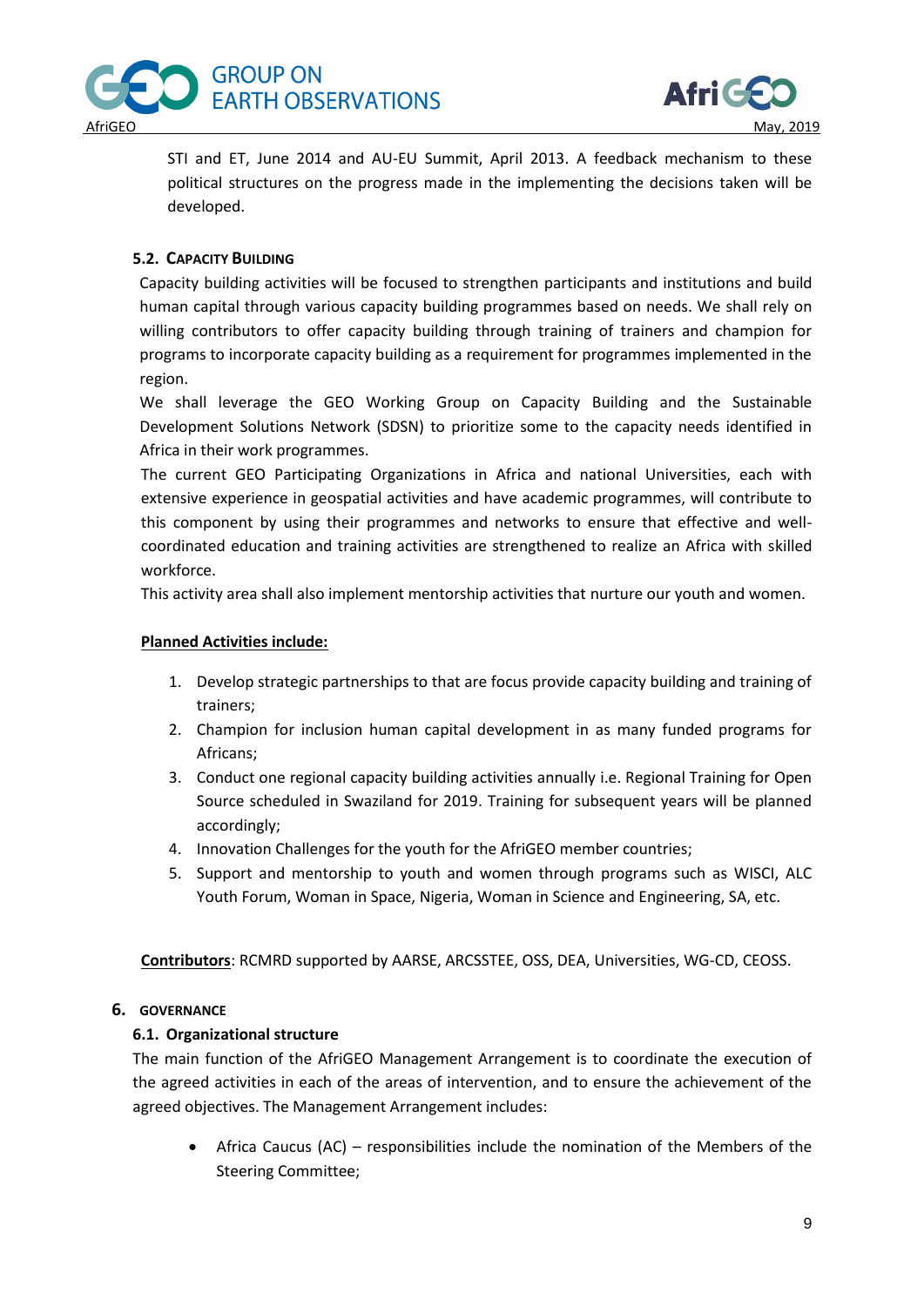STI and ET, June 2014 and AU-EU Summit, April 2013. A feedback mechanism to these political structures on the progress made in the implementing the decisions taken will be developed.

### 5.2. Capacity Building

Capacity building activities will be focused to strengthen participants and institutions and build human capital through various capacity building programmes based on needs. We shall rely on willing contributors to offer capacity building through training of trainers and champion for programs to incorporate capacity building as a requirement for programmes implemented in the region.

We shall leverage the GEO Working Group on Capacity Building and the Sustainable Development Solutions Network (SDSN) to prioritize some to the capacity needs identified in Africa in their work programmes.

The current GEO Participating Organizations in Africa and national Universities, each with extensive experience in geospatial activities and have academic programmes, will contribute to this component by using their programmes and networks to ensure that effective and well-coordinated education and training activities are strengthened to realize an Africa with skilled workforce.

This activity area shall also implement mentorship activities that nurture our youth and women.

**Planned Activities include:**

1. Develop strategic partnerships to that are focus provide capacity building and training of trainers;
2. Champion for inclusion human capital development in as many funded programs for Africans;
3. Conduct one regional capacity building activities annually i.e. Regional Training for Open Source scheduled in Swaziland for 2019. Training for subsequent years will be planned accordingly;
4. Innovation Challenges for the youth for the AfriGEO member countries;
5. Support and mentorship to youth and women through programs such as WISCI, ALC Youth Forum, Woman in Space, Nigeria, Woman in Science and Engineering, SA, etc.

**Contributors**: RCMRD supported by AARSE, ARCSSTEE, OSS, DEA, Universities, WG-CD, CEOSS.

## 6. Governance

### 6.1. Organizational structure

The main function of the AfriGEO Management Arrangement is to coordinate the execution of the agreed activities in each of the areas of intervention, and to ensure the achievement of the agreed objectives. The Management Arrangement includes:

- Africa Caucus (AC) – responsibilities include the nomination of the Members of the Steering Committee;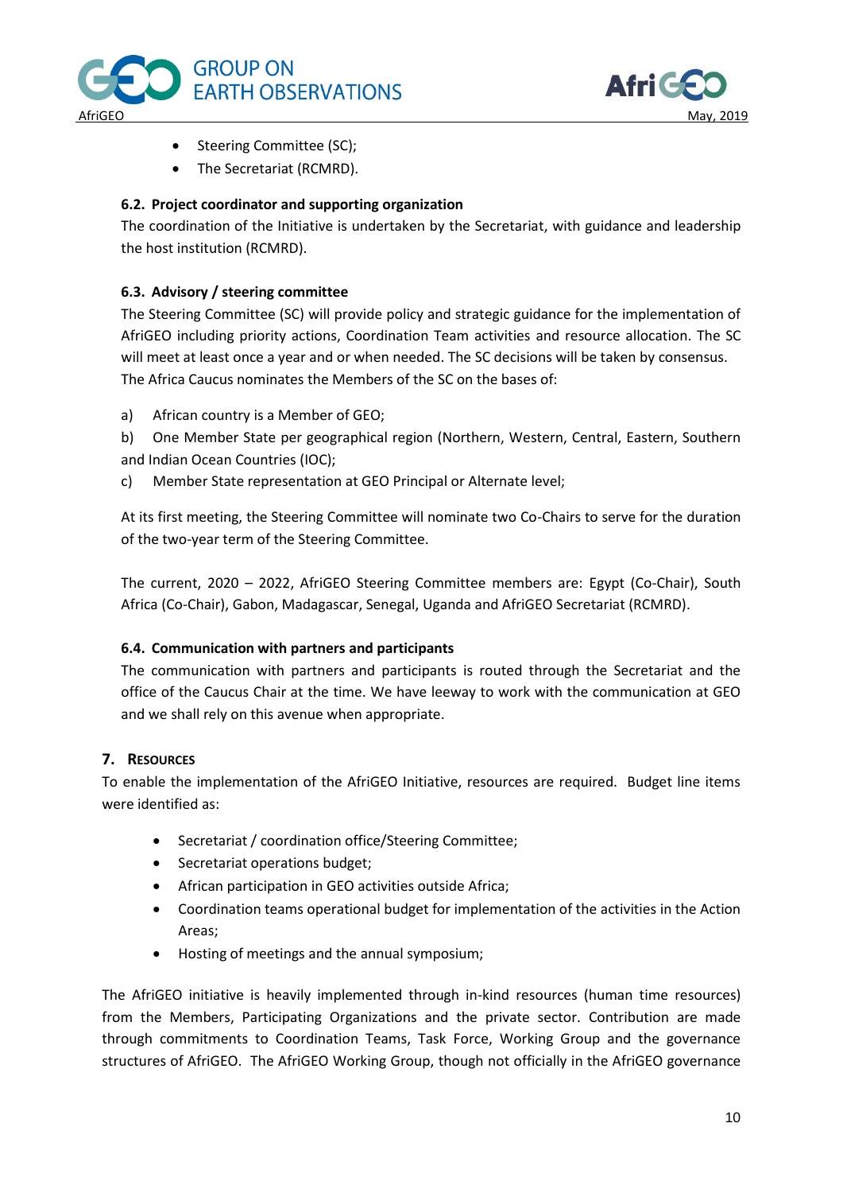- Steering Committee (SC);
- The Secretariat (RCMRD).

### 6.2. Project coordinator and supporting organization

The coordination of the Initiative is undertaken by the Secretariat, with guidance and leadership the host institution (RCMRD).

### 6.3. Advisory / steering committee

The Steering Committee (SC) will provide policy and strategic guidance for the implementation of AfriGEO including priority actions, Coordination Team activities and resource allocation. The SC will meet at least once a year and or when needed. The SC decisions will be taken by consensus. The Africa Caucus nominates the Members of the SC on the bases of:

a) African country is a Member of GEO;

b) One Member State per geographical region (Northern, Western, Central, Eastern, Southern and Indian Ocean Countries (IOC);

c) Member State representation at GEO Principal or Alternate level;

At its first meeting, the Steering Committee will nominate two Co-Chairs to serve for the duration of the two-year term of the Steering Committee.

The current, 2020 – 2022, AfriGEO Steering Committee members are: Egypt (Co-Chair), South Africa (Co-Chair), Gabon, Madagascar, Senegal, Uganda and AfriGEO Secretariat (RCMRD).

### 6.4. Communication with partners and participants

The communication with partners and participants is routed through the Secretariat and the office of the Caucus Chair at the time. We have leeway to work with the communication at GEO and we shall rely on this avenue when appropriate.

## 7. Resources

To enable the implementation of the AfriGEO Initiative, resources are required. Budget line items were identified as:

- Secretariat / coordination office/Steering Committee;
- Secretariat operations budget;
- African participation in GEO activities outside Africa;
- Coordination teams operational budget for implementation of the activities in the Action Areas;
- Hosting of meetings and the annual symposium;

The AfriGEO initiative is heavily implemented through in-kind resources (human time resources) from the Members, Participating Organizations and the private sector. Contribution are made through commitments to Coordination Teams, Task Force, Working Group and the governance structures of AfriGEO. The AfriGEO Working Group, though not officially in the AfriGEO governance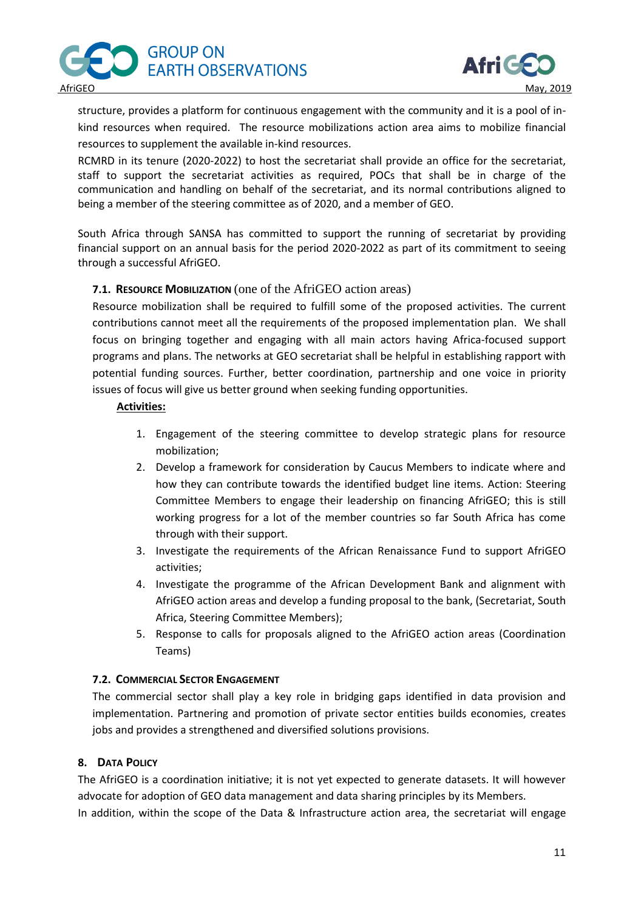structure, provides a platform for continuous engagement with the community and it is a pool of in-kind resources when required. The resource mobilizations action area aims to mobilize financial resources to supplement the available in-kind resources.

RCMRD in its tenure (2020-2022) to host the secretariat shall provide an office for the secretariat, staff to support the secretariat activities as required, POCs that shall be in charge of the communication and handling on behalf of the secretariat, and its normal contributions aligned to being a member of the steering committee as of 2020, and a member of GEO.

South Africa through SANSA has committed to support the running of secretariat by providing financial support on an annual basis for the period 2020-2022 as part of its commitment to seeing through a successful AfriGEO.

### 7.1. Resource Mobilization (one of the AfriGEO action areas)

Resource mobilization shall be required to fulfill some of the proposed activities. The current contributions cannot meet all the requirements of the proposed implementation plan. We shall focus on bringing together and engaging with all main actors having Africa-focused support programs and plans. The networks at GEO secretariat shall be helpful in establishing rapport with potential funding sources. Further, better coordination, partnership and one voice in priority issues of focus will give us better ground when seeking funding opportunities.

**Activities:**

1. Engagement of the steering committee to develop strategic plans for resource mobilization;
2. Develop a framework for consideration by Caucus Members to indicate where and how they can contribute towards the identified budget line items. Action: Steering Committee Members to engage their leadership on financing AfriGEO; this is still working progress for a lot of the member countries so far South Africa has come through with their support.
3. Investigate the requirements of the African Renaissance Fund to support AfriGEO activities;
4. Investigate the programme of the African Development Bank and alignment with AfriGEO action areas and develop a funding proposal to the bank, (Secretariat, South Africa, Steering Committee Members);
5. Response to calls for proposals aligned to the AfriGEO action areas (Coordination Teams)

### 7.2. Commercial Sector Engagement

The commercial sector shall play a key role in bridging gaps identified in data provision and implementation. Partnering and promotion of private sector entities builds economies, creates jobs and provides a strengthened and diversified solutions provisions.

## 8. Data Policy

The AfriGEO is a coordination initiative; it is not yet expected to generate datasets. It will however advocate for adoption of GEO data management and data sharing principles by its Members.

In addition, within the scope of the Data & Infrastructure action area, the secretariat will engage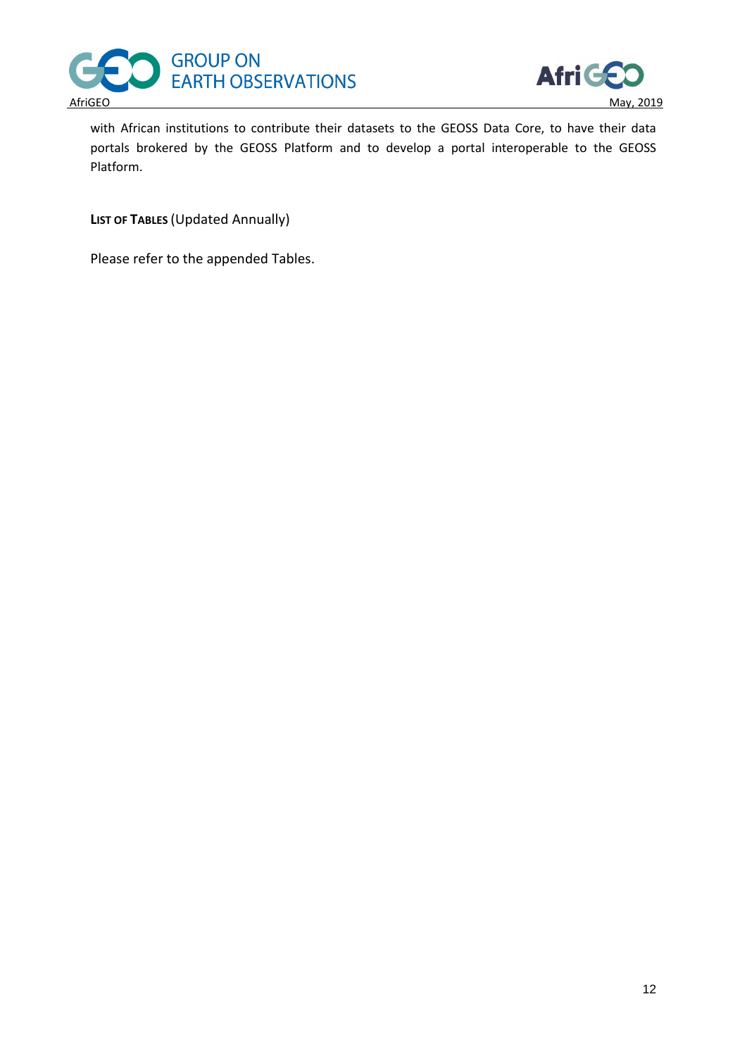with African institutions to contribute their datasets to the GEOSS Data Core, to have their data portals brokered by the GEOSS Platform and to develop a portal interoperable to the GEOSS Platform.

**LIST OF TABLES** (Updated Annually)

Please refer to the appended Tables.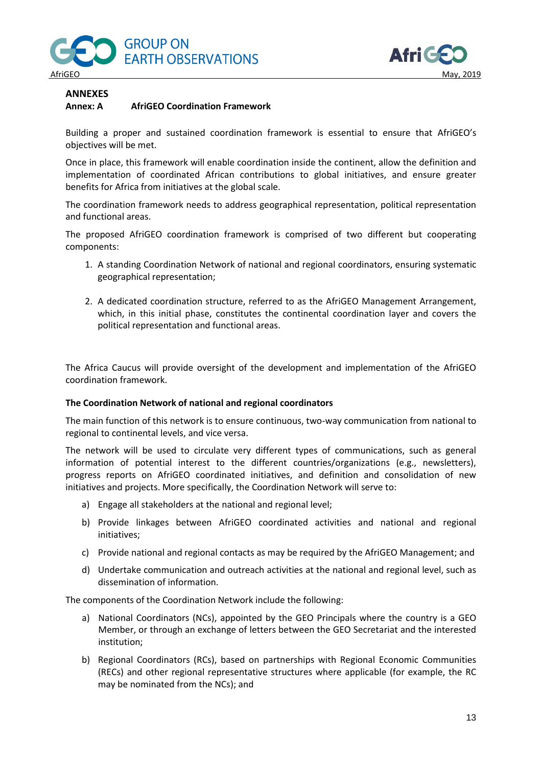## ANNEXES

### Annex: A AfriGEO Coordination Framework

Building a proper and sustained coordination framework is essential to ensure that AfriGEO's objectives will be met.

Once in place, this framework will enable coordination inside the continent, allow the definition and implementation of coordinated African contributions to global initiatives, and ensure greater benefits for Africa from initiatives at the global scale.

The coordination framework needs to address geographical representation, political representation and functional areas.

The proposed AfriGEO coordination framework is comprised of two different but cooperating components:

1. A standing Coordination Network of national and regional coordinators, ensuring systematic geographical representation;

2. A dedicated coordination structure, referred to as the AfriGEO Management Arrangement, which, in this initial phase, constitutes the continental coordination layer and covers the political representation and functional areas.

The Africa Caucus will provide oversight of the development and implementation of the AfriGEO coordination framework.

**The Coordination Network of national and regional coordinators**

The main function of this network is to ensure continuous, two-way communication from national to regional to continental levels, and vice versa.

The network will be used to circulate very different types of communications, such as general information of potential interest to the different countries/organizations (e.g., newsletters), progress reports on AfriGEO coordinated initiatives, and definition and consolidation of new initiatives and projects. More specifically, the Coordination Network will serve to:

a) Engage all stakeholders at the national and regional level;

b) Provide linkages between AfriGEO coordinated activities and national and regional initiatives;

c) Provide national and regional contacts as may be required by the AfriGEO Management; and

d) Undertake communication and outreach activities at the national and regional level, such as dissemination of information.

The components of the Coordination Network include the following:

a) National Coordinators (NCs), appointed by the GEO Principals where the country is a GEO Member, or through an exchange of letters between the GEO Secretariat and the interested institution;

b) Regional Coordinators (RCs), based on partnerships with Regional Economic Communities (RECs) and other regional representative structures where applicable (for example, the RC may be nominated from the NCs); and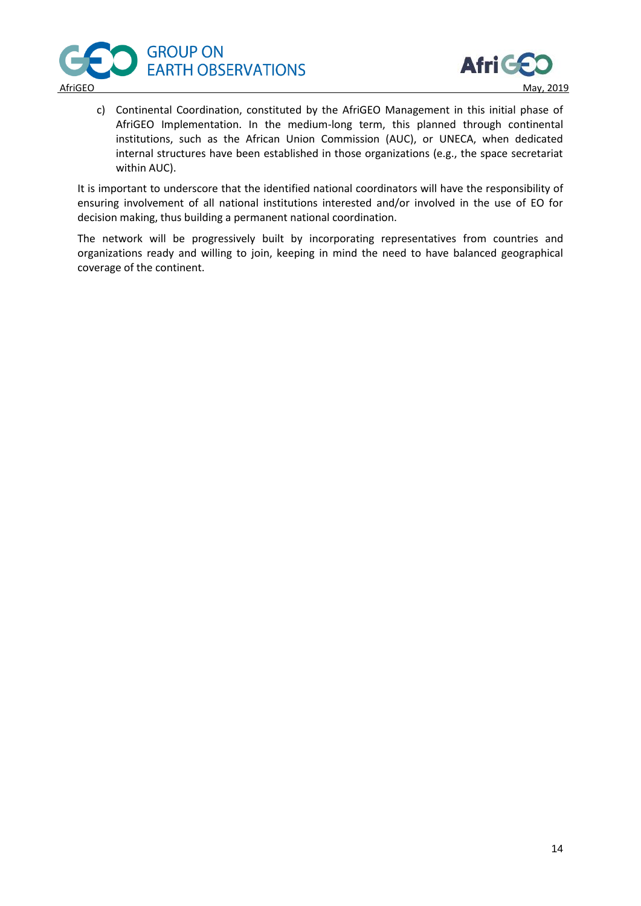c) Continental Coordination, constituted by the AfriGEO Management in this initial phase of AfriGEO Implementation. In the medium-long term, this planned through continental institutions, such as the African Union Commission (AUC), or UNECA, when dedicated internal structures have been established in those organizations (e.g., the space secretariat within AUC).

It is important to underscore that the identified national coordinators will have the responsibility of ensuring involvement of all national institutions interested and/or involved in the use of EO for decision making, thus building a permanent national coordination.

The network will be progressively built by incorporating representatives from countries and organizations ready and willing to join, keeping in mind the need to have balanced geographical coverage of the continent.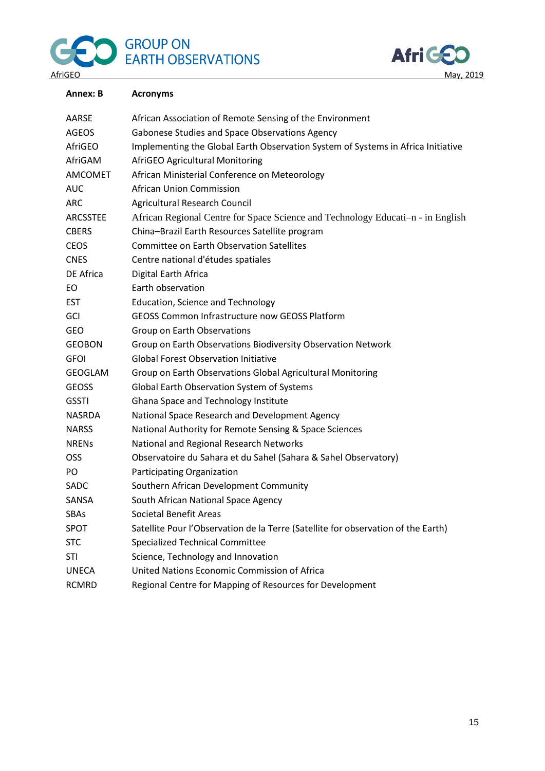## Annex: B Acronyms

| | |
|---|---|
| AARSE | African Association of Remote Sensing of the Environment |
| AGEOS | Gabonese Studies and Space Observations Agency |
| AfriGEO | Implementing the Global Earth Observation System of Systems in Africa Initiative |
| AfriGAM | AfriGEO Agricultural Monitoring |
| AMCOMET | African Ministerial Conference on Meteorology |
| AUC | African Union Commission |
| ARC | Agricultural Research Council |
| ARCSSTEE | African Regional Centre for Space Science and Technology Educati–n - in English |
| CBERS | China–Brazil Earth Resources Satellite program |
| CEOS | Committee on Earth Observation Satellites |
| CNES | Centre national d'études spatiales |
| DE Africa | Digital Earth Africa |
| EO | Earth observation |
| EST | Education, Science and Technology |
| GCI | GEOSS Common Infrastructure now GEOSS Platform |
| GEO | Group on Earth Observations |
| GEOBON | Group on Earth Observations Biodiversity Observation Network |
| GFOI | Global Forest Observation Initiative |
| GEOGLAM | Group on Earth Observations Global Agricultural Monitoring |
| GEOSS | Global Earth Observation System of Systems |
| GSSTI | Ghana Space and Technology Institute |
| NASRDA | National Space Research and Development Agency |
| NARSS | National Authority for Remote Sensing & Space Sciences |
| NRENs | National and Regional Research Networks |
| OSS | Observatoire du Sahara et du Sahel (Sahara & Sahel Observatory) |
| PO | Participating Organization |
| SADC | Southern African Development Community |
| SANSA | South African National Space Agency |
| SBAs | Societal Benefit Areas |
| SPOT | Satellite Pour l'Observation de la Terre (Satellite for observation of the Earth) |
| STC | Specialized Technical Committee |
| STI | Science, Technology and Innovation |
| UNECA | United Nations Economic Commission of Africa |
| RCMRD | Regional Centre for Mapping of Resources for Development |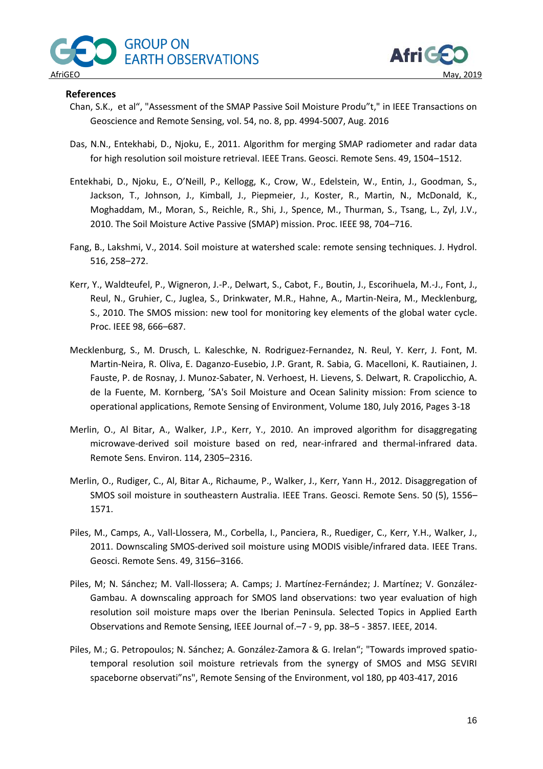## References

Chan, S.K., et al“, "Assessment of the SMAP Passive Soil Moisture Produ”t," in IEEE Transactions on Geoscience and Remote Sensing, vol. 54, no. 8, pp. 4994-5007, Aug. 2016

Das, N.N., Entekhabi, D., Njoku, E., 2011. Algorithm for merging SMAP radiometer and radar data for high resolution soil moisture retrieval. IEEE Trans. Geosci. Remote Sens. 49, 1504–1512.

Entekhabi, D., Njoku, E., O'Neill, P., Kellogg, K., Crow, W., Edelstein, W., Entin, J., Goodman, S., Jackson, T., Johnson, J., Kimball, J., Piepmeier, J., Koster, R., Martin, N., McDonald, K., Moghaddam, M., Moran, S., Reichle, R., Shi, J., Spence, M., Thurman, S., Tsang, L., Zyl, J.V., 2010. The Soil Moisture Active Passive (SMAP) mission. Proc. IEEE 98, 704–716.

Fang, B., Lakshmi, V., 2014. Soil moisture at watershed scale: remote sensing techniques. J. Hydrol. 516, 258–272.

Kerr, Y., Waldteufel, P., Wigneron, J.-P., Delwart, S., Cabot, F., Boutin, J., Escorihuela, M.-J., Font, J., Reul, N., Gruhier, C., Juglea, S., Drinkwater, M.R., Hahne, A., Martin-Neira, M., Mecklenburg, S., 2010. The SMOS mission: new tool for monitoring key elements of the global water cycle. Proc. IEEE 98, 666–687.

Mecklenburg, S., M. Drusch, L. Kaleschke, N. Rodriguez-Fernandez, N. Reul, Y. Kerr, J. Font, M. Martin-Neira, R. Oliva, E. Daganzo-Eusebio, J.P. Grant, R. Sabia, G. Macelloni, K. Rautiainen, J. Fauste, P. de Rosnay, J. Munoz-Sabater, N. Verhoest, H. Lievens, S. Delwart, R. Crapolicchio, A. de la Fuente, M. Kornberg, 'SA's Soil Moisture and Ocean Salinity mission: From science to operational applications, Remote Sensing of Environment, Volume 180, July 2016, Pages 3-18

Merlin, O., Al Bitar, A., Walker, J.P., Kerr, Y., 2010. An improved algorithm for disaggregating microwave-derived soil moisture based on red, near-infrared and thermal-infrared data. Remote Sens. Environ. 114, 2305–2316.

Merlin, O., Rudiger, C., Al, Bitar A., Richaume, P., Walker, J., Kerr, Yann H., 2012. Disaggregation of SMOS soil moisture in southeastern Australia. IEEE Trans. Geosci. Remote Sens. 50 (5), 1556–1571.

Piles, M., Camps, A., Vall-Llossera, M., Corbella, I., Panciera, R., Ruediger, C., Kerr, Y.H., Walker, J., 2011. Downscaling SMOS-derived soil moisture using MODIS visible/infrared data. IEEE Trans. Geosci. Remote Sens. 49, 3156–3166.

Piles, M; N. Sánchez; M. Vall-llossera; A. Camps; J. Martínez-Fernández; J. Martínez; V. González-Gambau. A downscaling approach for SMOS land observations: two year evaluation of high resolution soil moisture maps over the Iberian Peninsula. Selected Topics in Applied Earth Observations and Remote Sensing, IEEE Journal of.–7 - 9, pp. 38–5 - 3857. IEEE, 2014.

Piles, M.; G. Petropoulos; N. Sánchez; A. González-Zamora & G. Irelan“; "Towards improved spatio-temporal resolution soil moisture retrievals from the synergy of SMOS and MSG SEVIRI spaceborne observati”ns", Remote Sensing of the Environment, vol 180, pp 403-417, 2016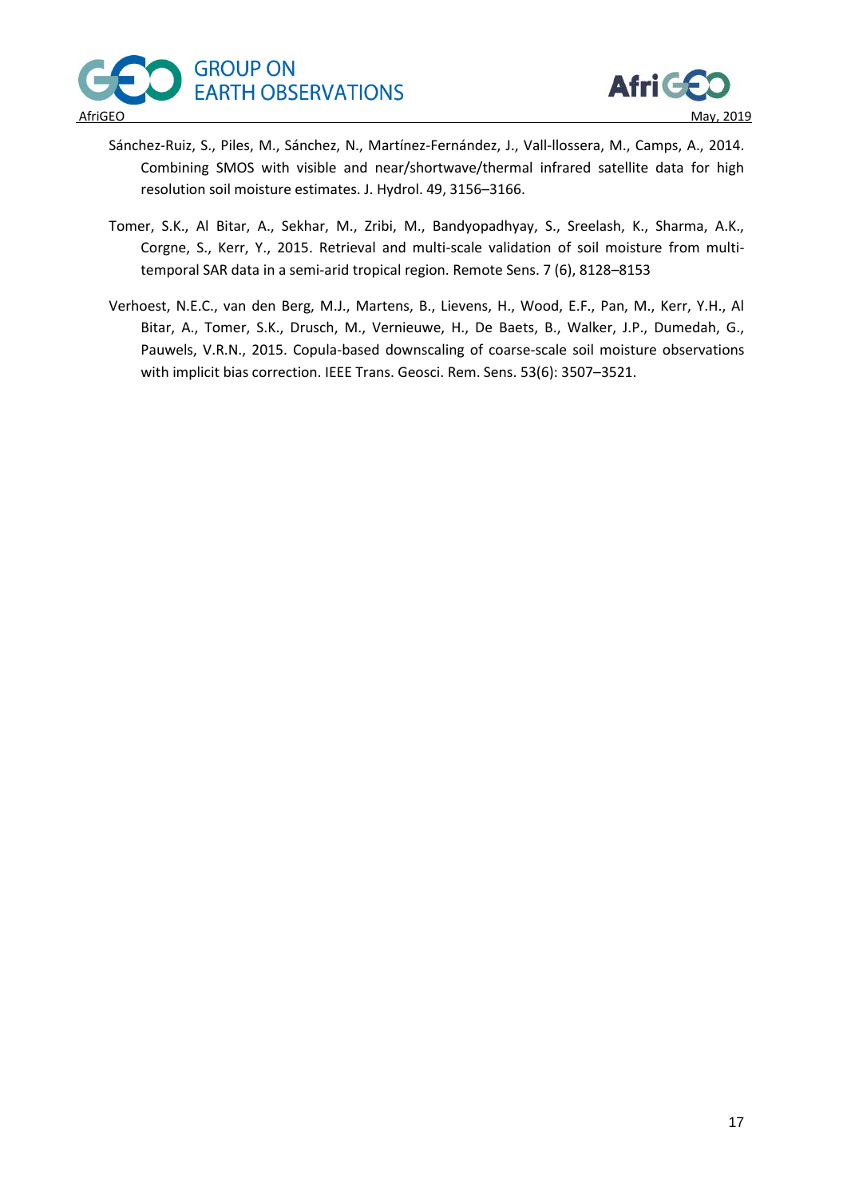Sánchez-Ruiz, S., Piles, M., Sánchez, N., Martínez-Fernández, J., Vall-llossera, M., Camps, A., 2014. Combining SMOS with visible and near/shortwave/thermal infrared satellite data for high resolution soil moisture estimates. J. Hydrol. 49, 3156–3166.

Tomer, S.K., Al Bitar, A., Sekhar, M., Zribi, M., Bandyopadhyay, S., Sreelash, K., Sharma, A.K., Corgne, S., Kerr, Y., 2015. Retrieval and multi-scale validation of soil moisture from multi-temporal SAR data in a semi-arid tropical region. Remote Sens. 7 (6), 8128–8153

Verhoest, N.E.C., van den Berg, M.J., Martens, B., Lievens, H., Wood, E.F., Pan, M., Kerr, Y.H., Al Bitar, A., Tomer, S.K., Drusch, M., Vernieuwe, H., De Baets, B., Walker, J.P., Dumedah, G., Pauwels, V.R.N., 2015. Copula-based downscaling of coarse-scale soil moisture observations with implicit bias correction. IEEE Trans. Geosci. Rem. Sens. 53(6): 3507–3521.